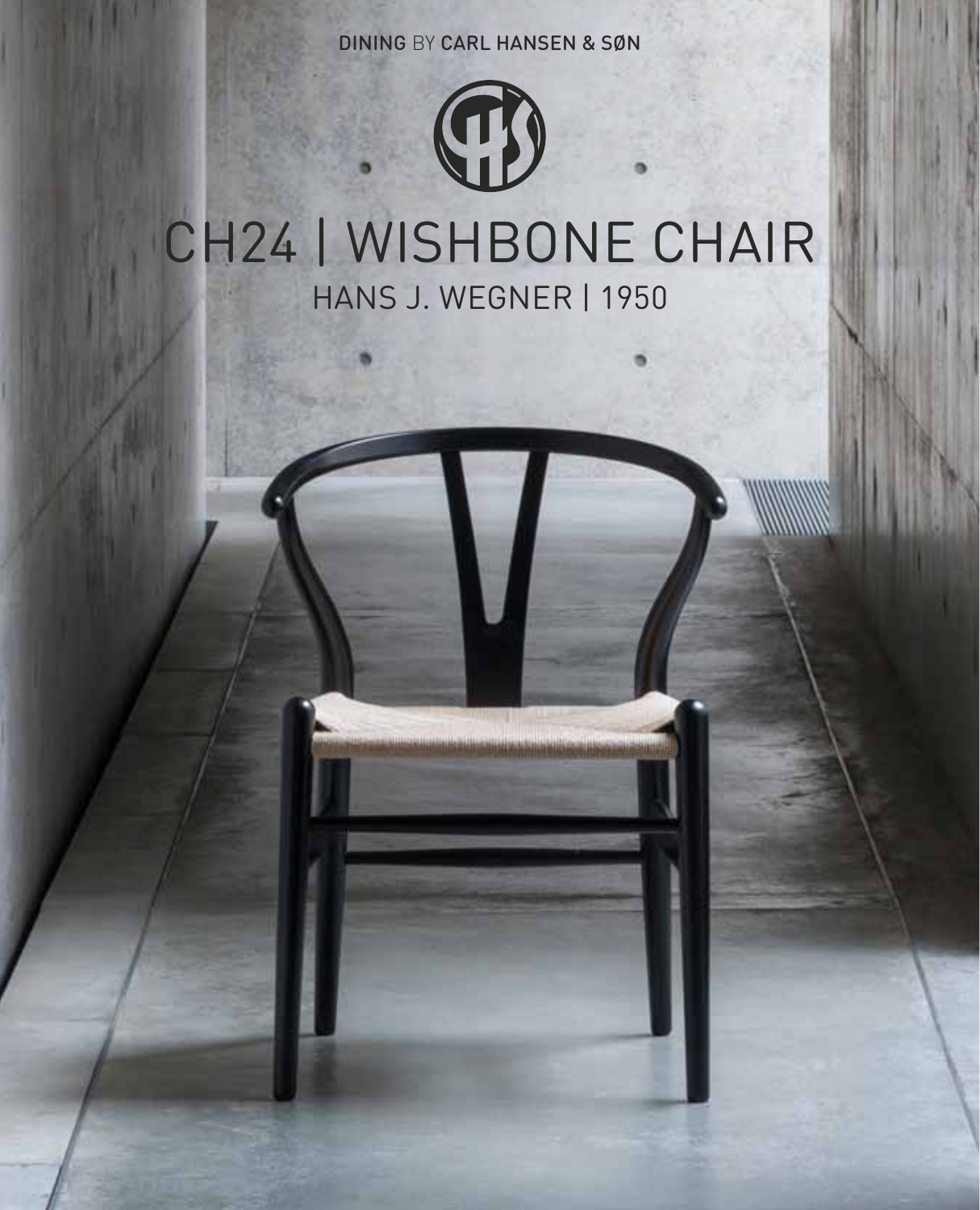DINING BY CARL HANSEN & SØN

# CH24 | WISHBONE CHAIR

## HANS J. WEGNER | 1950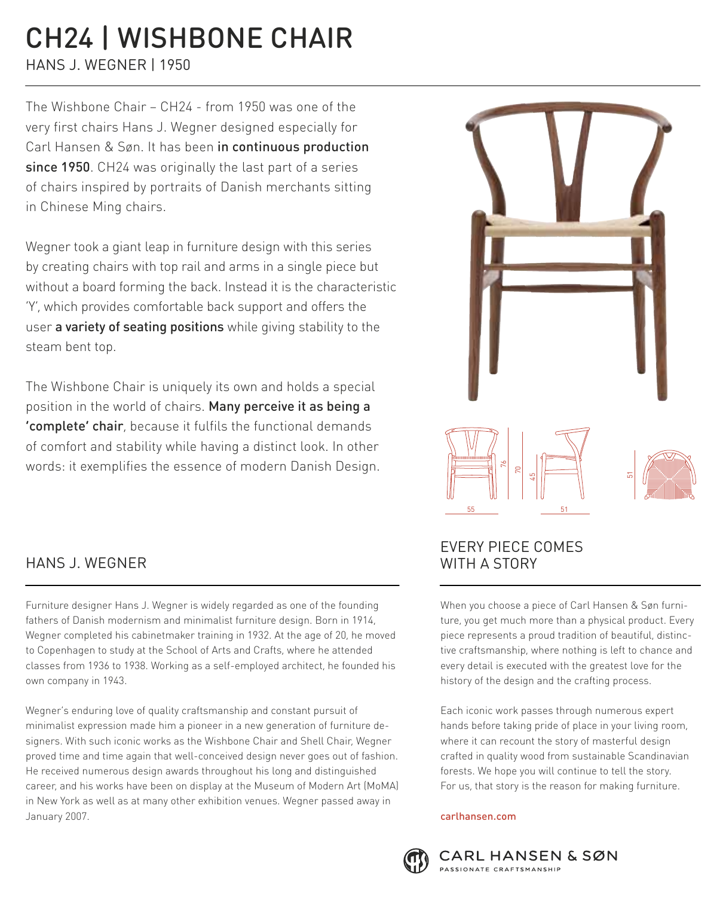# CH24 | WISHBONE CHAIR

HANS J. WEGNER | 1950

The Wishbone Chair – CH24 - from 1950 was one of the very first chairs Hans J. Wegner designed especially for Carl Hansen & Søn. It has been **in continuous production since 1950**. CH24 was originally the last part of a series of chairs inspired by portraits of Danish merchants sitting in Chinese Ming chairs.

Wegner took a giant leap in furniture design with this series by creating chairs with top rail and arms in a single piece but without a board forming the back. Instead it is the characteristic 'Y', which provides comfortable back support and offers the user **a variety of seating positions** while giving stability to the steam bent top.

The Wishbone Chair is uniquely its own and holds a special position in the world of chairs. **Many perceive it as being a 'complete' chair**, because it fulfils the functional demands of comfort and stability while having a distinct look. In other words: it exemplifies the essence of modern Danish Design.

55
76
70
45
51
51

## HANS J. WEGNER

Furniture designer Hans J. Wegner is widely regarded as one of the founding fathers of Danish modernism and minimalist furniture design. Born in 1914, Wegner completed his cabinetmaker training in 1932. At the age of 20, he moved to Copenhagen to study at the School of Arts and Crafts, where he attended classes from 1936 to 1938. Working as a self-employed architect, he founded his own company in 1943.

Wegner's enduring love of quality craftsmanship and constant pursuit of minimalist expression made him a pioneer in a new generation of furniture designers. With such iconic works as the Wishbone Chair and Shell Chair, Wegner proved time and time again that well-conceived design never goes out of fashion. He received numerous design awards throughout his long and distinguished career, and his works have been on display at the Museum of Modern Art (MoMA) in New York as well as at many other exhibition venues. Wegner passed away in January 2007.

## EVERY PIECE COMES WITH A STORY

When you choose a piece of Carl Hansen & Søn furniture, you get much more than a physical product. Every piece represents a proud tradition of beautiful, distinctive craftsmanship, where nothing is left to chance and every detail is executed with the greatest love for the history of the design and the crafting process.

Each iconic work passes through numerous expert hands before taking pride of place in your living room, where it can recount the story of masterful design crafted in quality wood from sustainable Scandinavian forests. We hope you will continue to tell the story. For us, that story is the reason for making furniture.

carlhansen.com

CARL HANSEN & SØN
PASSIONATE CRAFTSMANSHIP